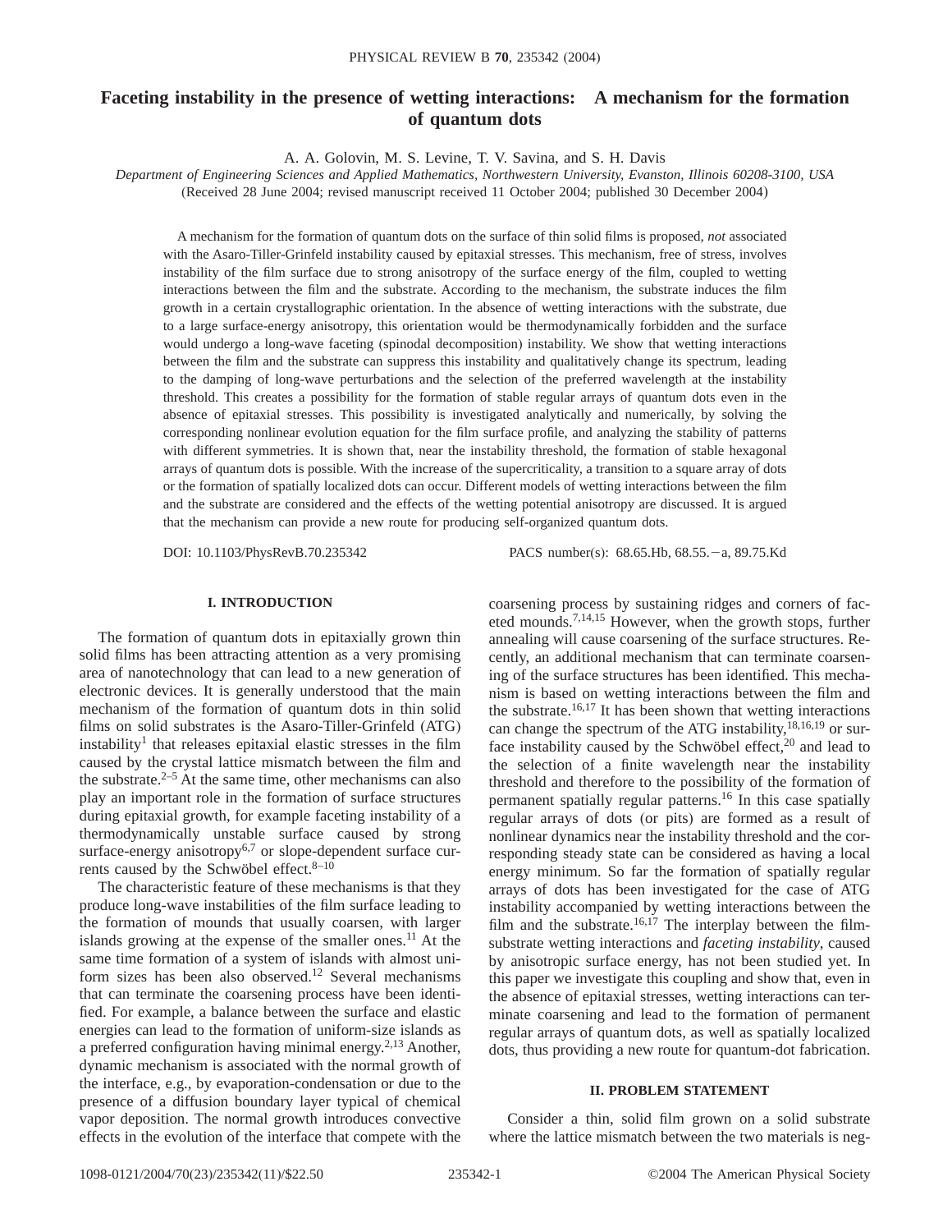# Faceting instability in the presence of wetting interactions: A mechanism for the formation of quantum dots

A. A. Golovin, M. S. Levine, T. V. Savina, and S. H. Davis

*Department of Engineering Sciences and Applied Mathematics, Northwestern University, Evanston, Illinois 60208-3100, USA*

(Received 28 June 2004; revised manuscript received 11 October 2004; published 30 December 2004)

A mechanism for the formation of quantum dots on the surface of thin solid films is proposed, *not* associated with the Asaro-Tiller-Grinfeld instability caused by epitaxial stresses. This mechanism, free of stress, involves instability of the film surface due to strong anisotropy of the surface energy of the film, coupled to wetting interactions between the film and the substrate. According to the mechanism, the substrate induces the film growth in a certain crystallographic orientation. In the absence of wetting interactions with the substrate, due to a large surface-energy anisotropy, this orientation would be thermodynamically forbidden and the surface would undergo a long-wave faceting (spinodal decomposition) instability. We show that wetting interactions between the film and the substrate can suppress this instability and qualitatively change its spectrum, leading to the damping of long-wave perturbations and the selection of the preferred wavelength at the instability threshold. This creates a possibility for the formation of stable regular arrays of quantum dots even in the absence of epitaxial stresses. This possibility is investigated analytically and numerically, by solving the corresponding nonlinear evolution equation for the film surface profile, and analyzing the stability of patterns with different symmetries. It is shown that, near the instability threshold, the formation of stable hexagonal arrays of quantum dots is possible. With the increase of the supercriticality, a transition to a square array of dots or the formation of spatially localized dots can occur. Different models of wetting interactions between the film and the substrate are considered and the effects of the wetting potential anisotropy are discussed. It is argued that the mechanism can provide a new route for producing self-organized quantum dots.

DOI: 10.1103/PhysRevB.70.235342    PACS number(s): 68.65.Hb, 68.55.−a, 89.75.Kd

## I. INTRODUCTION

The formation of quantum dots in epitaxially grown thin solid films has been attracting attention as a very promising area of nanotechnology that can lead to a new generation of electronic devices. It is generally understood that the main mechanism of the formation of quantum dots in thin solid films on solid substrates is the Asaro-Tiller-Grinfeld (ATG) instability[1] that releases epitaxial elastic stresses in the film caused by the crystal lattice mismatch between the film and the substrate.[2–5] At the same time, other mechanisms can also play an important role in the formation of surface structures during epitaxial growth, for example faceting instability of a thermodynamically unstable surface caused by strong surface-energy anisotropy[6,7] or slope-dependent surface currents caused by the Schwöbel effect.[8–10]

The characteristic feature of these mechanisms is that they produce long-wave instabilities of the film surface leading to the formation of mounds that usually coarsen, with larger islands growing at the expense of the smaller ones.[11] At the same time formation of a system of islands with almost uniform sizes has been also observed.[12] Several mechanisms that can terminate the coarsening process have been identified. For example, a balance between the surface and elastic energies can lead to the formation of uniform-size islands as a preferred configuration having minimal energy.[2,13] Another, dynamic mechanism is associated with the normal growth of the interface, e.g., by evaporation-condensation or due to the presence of a diffusion boundary layer typical of chemical vapor deposition. The normal growth introduces convective effects in the evolution of the interface that compete with the coarsening process by sustaining ridges and corners of faceted mounds.[7,14,15] However, when the growth stops, further annealing will cause coarsening of the surface structures. Recently, an additional mechanism that can terminate coarsening of the surface structures has been identified. This mechanism is based on wetting interactions between the film and the substrate.[16,17] It has been shown that wetting interactions can change the spectrum of the ATG instability,[18,16,19] or surface instability caused by the Schwöbel effect,[20] and lead to the selection of a finite wavelength near the instability threshold and therefore to the possibility of the formation of permanent spatially regular patterns.[16] In this case spatially regular arrays of dots (or pits) are formed as a result of nonlinear dynamics near the instability threshold and the corresponding steady state can be considered as having a local energy minimum. So far the formation of spatially regular arrays of dots has been investigated for the case of ATG instability accompanied by wetting interactions between the film and the substrate.[16,17] The interplay between the film-substrate wetting interactions and *faceting instability*, caused by anisotropic surface energy, has not been studied yet. In this paper we investigate this coupling and show that, even in the absence of epitaxial stresses, wetting interactions can terminate coarsening and lead to the formation of permanent regular arrays of quantum dots, as well as spatially localized dots, thus providing a new route for quantum-dot fabrication.

## II. PROBLEM STATEMENT

Consider a thin, solid film grown on a solid substrate where the lattice mismatch between the two materials is neg-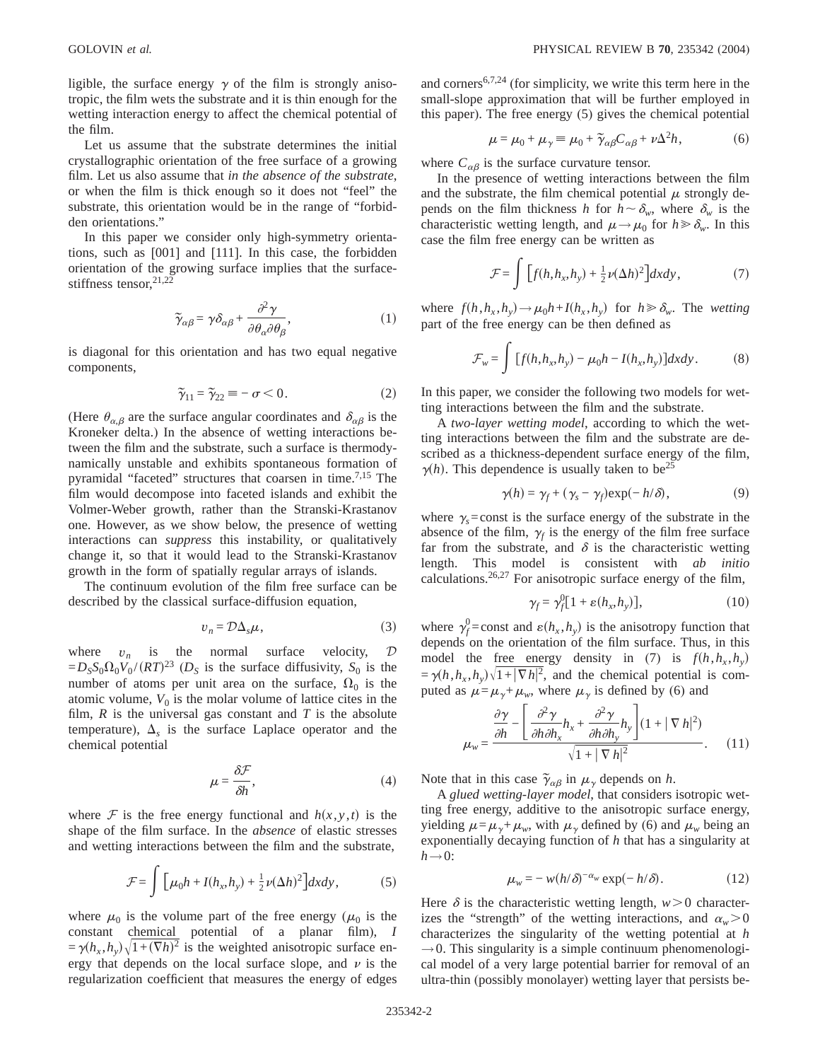ligible, the surface energy $\gamma$ of the film is strongly anisotropic, the film wets the substrate and it is thin enough for the wetting interaction energy to affect the chemical potential of the film.

Let us assume that the substrate determines the initial crystallographic orientation of the free surface of a growing film. Let us also assume that *in the absence of the substrate*, or when the film is thick enough so it does not "feel" the substrate, this orientation would be in the range of "forbidden orientations."

In this paper we consider only high-symmetry orientations, such as [001] and [111]. In this case, the forbidden orientation of the growing surface implies that the surface-stiffness tensor,[21,22]

$$\tilde{\gamma}_{\alpha\beta} = \gamma\delta_{\alpha\beta} + \frac{\partial^2\gamma}{\partial\theta_\alpha\partial\theta_\beta}, \tag{1}$$

is diagonal for this orientation and has two equal negative components,

$$\tilde{\gamma}_{11} = \tilde{\gamma}_{22} \equiv -\sigma < 0. \tag{2}$$

(Here $\theta_{\alpha,\beta}$ are the surface angular coordinates and $\delta_{\alpha\beta}$ is the Kroneker delta.) In the absence of wetting interactions between the film and the substrate, such a surface is thermodynamically unstable and exhibits spontaneous formation of pyramidal "faceted" structures that coarsen in time.[7,15] The film would decompose into faceted islands and exhibit the Volmer-Weber growth, rather than the Stranski-Krastanov one. However, as we show below, the presence of wetting interactions can *suppress* this instability, or qualitatively change it, so that it would lead to the Stranski-Krastanov growth in the form of spatially regular arrays of islands.

The continuum evolution of the film free surface can be described by the classical surface-diffusion equation,

$$v_n = \mathcal{D}\Delta_s\mu, \tag{3}$$

where $v_n$ is the normal surface velocity, $\mathcal{D} = D_S S_0 \Omega_0 V_0/(RT)$[23] ($D_S$ is the surface diffusivity, $S_0$ is the number of atoms per unit area on the surface, $\Omega_0$ is the atomic volume, $V_0$ is the molar volume of lattice cites in the film, $R$ is the universal gas constant and $T$ is the absolute temperature), $\Delta_s$ is the surface Laplace operator and the chemical potential

$$\mu = \frac{\delta\mathcal{F}}{\delta h}, \tag{4}$$

where $\mathcal{F}$ is the free energy functional and $h(x,y,t)$ is the shape of the film surface. In the *absence* of elastic stresses and wetting interactions between the film and the substrate,

$$\mathcal{F} = \int\left[\mu_0 h + I(h_x,h_y) + \tfrac{1}{2}\nu(\Delta h)^2\right]dxdy, \tag{5}$$

where $\mu_0$ is the volume part of the free energy ($\mu_0$ is the constant chemical potential of a planar film), $I = \gamma(h_x,h_y)\sqrt{1+(\nabla h)^2}$ is the weighted anisotropic surface energy that depends on the local surface slope, and $\nu$ is the regularization coefficient that measures the energy of edges and corners[6,7,24] (for simplicity, we write this term here in the small-slope approximation that will be further employed in this paper). The free energy (5) gives the chemical potential

$$\mu = \mu_0 + \mu_\gamma \equiv \mu_0 + \tilde{\gamma}_{\alpha\beta}C_{\alpha\beta} + \nu\Delta^2 h, \tag{6}$$

where $C_{\alpha\beta}$ is the surface curvature tensor.

In the presence of wetting interactions between the film and the substrate, the film chemical potential $\mu$ strongly depends on the film thickness $h$ for $h \sim \delta_w$, where $\delta_w$ is the characteristic wetting length, and $\mu \to \mu_0$ for $h \gg \delta_w$. In this case the film free energy can be written as

$$\mathcal{F} = \int\left[f(h,h_x,h_y) + \tfrac{1}{2}\nu(\Delta h)^2\right]dxdy, \tag{7}$$

where $f(h,h_x,h_y) \to \mu_0 h + I(h_x,h_y)$ for $h \gg \delta_w$. The *wetting* part of the free energy can be then defined as

$$\mathcal{F}_w = \int\left[f(h,h_x,h_y) - \mu_0 h - I(h_x,h_y)\right]dxdy. \tag{8}$$

In this paper, we consider the following two models for wetting interactions between the film and the substrate.

A *two-layer wetting model*, according to which the wetting interactions between the film and the substrate are described as a thickness-dependent surface energy of the film, $\gamma(h)$. This dependence is usually taken to be[25]

$$\gamma(h) = \gamma_f + (\gamma_s - \gamma_f)\exp(-h/\delta), \tag{9}$$

where $\gamma_s$=const is the surface energy of the substrate in the absence of the film, $\gamma_f$ is the energy of the film free surface far from the substrate, and $\delta$ is the characteristic wetting length. This model is consistent with *ab initio* calculations.[26,27] For anisotropic surface energy of the film,

$$\gamma_f = \gamma_f^0[1 + \varepsilon(h_x,h_y)], \tag{10}$$

where $\gamma_f^0$=const and $\varepsilon(h_x,h_y)$ is the anisotropy function that depends on the orientation of the film surface. Thus, in this model the free energy density in (7) is $f(h,h_x,h_y) = \gamma(h,h_x,h_y)\sqrt{1+|\nabla h|^2}$, and the chemical potential is computed as $\mu = \mu_\gamma + \mu_w$, where $\mu_\gamma$ is defined by (6) and

$$\mu_w = \frac{\dfrac{\partial\gamma}{\partial h} - \left[\dfrac{\partial^2\gamma}{\partial h\partial h_x}h_x + \dfrac{\partial^2\gamma}{\partial h\partial h_y}h_y\right](1+|\nabla h|^2)}{\sqrt{1+|\nabla h|^2}}. \tag{11}$$

Note that in this case $\tilde{\gamma}_{\alpha\beta}$ in $\mu_\gamma$ depends on $h$.

A *glued wetting-layer model*, that considers isotropic wetting free energy, additive to the anisotropic surface energy, yielding $\mu = \mu_\gamma + \mu_w$, with $\mu_\gamma$ defined by (6) and $\mu_w$ being an exponentially decaying function of $h$ that has a singularity at $h \to 0$:

$$\mu_w = -w(h/\delta)^{-\alpha_w}\exp(-h/\delta). \tag{12}$$

Here $\delta$ is the characteristic wetting length, $w > 0$ characterizes the "strength" of the wetting interactions, and $\alpha_w > 0$ characterizes the singularity of the wetting potential at $h \to 0$. This singularity is a simple continuum phenomenological model of a very large potential barrier for removal of an ultra-thin (possibly monolayer) wetting layer that persists be-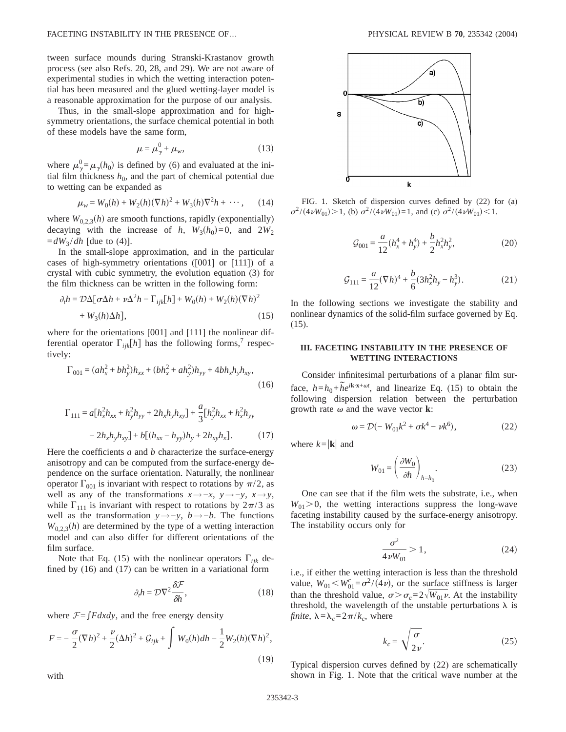tween surface mounds during Stranski-Krastanov growth process (see also Refs. 20, 28, and 29). We are not aware of experimental studies in which the wetting interaction potential has been measured and the glued wetting-layer model is a reasonable approximation for the purpose of our analysis.

Thus, in the small-slope approximation and for high-symmetry orientations, the surface chemical potential in both of these models have the same form,

$$\mu = \mu_\gamma^0 + \mu_w, \tag{13}$$

where $\mu_\gamma^0 = \mu_\gamma(h_0)$ is defined by (6) and evaluated at the initial film thickness $h_0$, and the part of chemical potential due to wetting can be expanded as

$$\mu_w = W_0(h) + W_2(h)(\nabla h)^2 + W_3(h)\nabla^2 h + \cdots, \tag{14}$$

where $W_{0,2,3}(h)$ are smooth functions, rapidly (exponentially) decaying with the increase of $h$, $W_3(h_0)=0$, and $2W_2 = dW_3/dh$ [due to (4)].

In the small-slope approximation, and in the particular cases of high-symmetry orientations ([001] or [111]) of a crystal with cubic symmetry, the evolution equation (3) for the film thickness can be written in the following form:

$$\partial_t h = \mathcal{D}\Delta[\sigma\Delta h + \nu\Delta^2 h - \Gamma_{ijk}[h] + W_0(h) + W_2(h)(\nabla h)^2 + W_3(h)\Delta h], \tag{15}$$

where for the orientations [001] and [111] the nonlinear differential operator $\Gamma_{ijk}[h]$ has the following forms,[7] respectively:

$$\Gamma_{001} = (ah_x^2 + bh_y^2)h_{xx} + (bh_x^2 + ah_y^2)h_{yy} + 4bh_x h_y h_{xy}, \tag{16}$$

$$\Gamma_{111} = a[h_x^2 h_{xx} + h_y^2 h_{yy} + 2h_x h_y h_{xy}] + \frac{a}{3}[h_y^2 h_{xx} + h_x^2 h_{yy} - 2h_x h_y h_{xy}] + b[(h_{xx} - h_{yy})h_y + 2h_{xy}h_x]. \tag{17}$$

Here the coefficients $a$ and $b$ characterize the surface-energy anisotropy and can be computed from the surface-energy dependence on the surface orientation. Naturally, the nonlinear operator $\Gamma_{001}$ is invariant with respect to rotations by $\pi/2$, as well as any of the transformations $x \to -x$, $y \to -y$, $x \to y$, while $\Gamma_{111}$ is invariant with respect to rotations by $2\pi/3$ as well as the transformation $y \to -y$, $b \to -b$. The functions $W_{0,2,3}(h)$ are determined by the type of a wetting interaction model and can also differ for different orientations of the film surface.

Note that Eq. (15) with the nonlinear operators $\Gamma_{ijk}$ defined by (16) and (17) can be written in a variational form

$$\partial_t h = \mathcal{D}\nabla^2 \frac{\delta \mathcal{F}}{\delta h}, \tag{18}$$

where $\mathcal{F} = \int F dx dy$, and the free energy density

$$F = -\frac{\sigma}{2}(\nabla h)^2 + \frac{\nu}{2}(\Delta h)^2 + \mathcal{G}_{ijk} + \int W_0(h)dh - \frac{1}{2}W_2(h)(\nabla h)^2, \tag{19}$$

with

FIG. 1. Sketch of dispersion curves defined by (22) for (a) $\sigma^2/(4\nu W_{01}) > 1$, (b) $\sigma^2/(4\nu W_{01}) = 1$, and (c) $\sigma^2/(4\nu W_{01}) < 1$.

$$\mathcal{G}_{001} = \frac{a}{12}(h_x^4 + h_y^4) + \frac{b}{2}h_x^2 h_y^2, \tag{20}$$

$$\mathcal{G}_{111} = \frac{a}{12}(\nabla h)^4 + \frac{b}{6}(3h_x^2 h_y - h_y^3). \tag{21}$$

In the following sections we investigate the stability and nonlinear dynamics of the solid-film surface governed by Eq. (15).

### III. FACETING INSTABILITY IN THE PRESENCE OF WETTING INTERACTIONS

Consider infinitesimal perturbations of a planar film surface, $h = h_0 + \tilde{h}e^{i\mathbf{k}\cdot\mathbf{x}+\omega t}$, and linearize Eq. (15) to obtain the following dispersion relation between the perturbation growth rate $\omega$ and the wave vector $\mathbf{k}$:

$$\omega = \mathcal{D}(-W_{01}k^2 + \sigma k^4 - \nu k^6), \tag{22}$$

where $k = |\mathbf{k}|$ and

$$W_{01} = \left(\frac{\partial W_0}{\partial h}\right)_{h=h_0}. \tag{23}$$

One can see that if the film wets the substrate, i.e., when $W_{01} > 0$, the wetting interactions suppress the long-wave faceting instability caused by the surface-energy anisotropy. The instability occurs only for

$$\frac{\sigma^2}{4\nu W_{01}} > 1, \tag{24}$$

i.e., if either the wetting interaction is less than the threshold value, $W_{01} < W_{01}^c = \sigma^2/(4\nu)$, or the surface stiffness is larger than the threshold value, $\sigma > \sigma_c = 2\sqrt{W_{01}\nu}$. At the instability threshold, the wavelength of the unstable perturbations $\lambda$ is *finite*, $\lambda = \lambda_c = 2\pi/k_c$, where

$$k_c = \sqrt{\frac{\sigma}{2\nu}}. \tag{25}$$

Typical dispersion curves defined by (22) are schematically shown in Fig. 1. Note that the critical wave number at the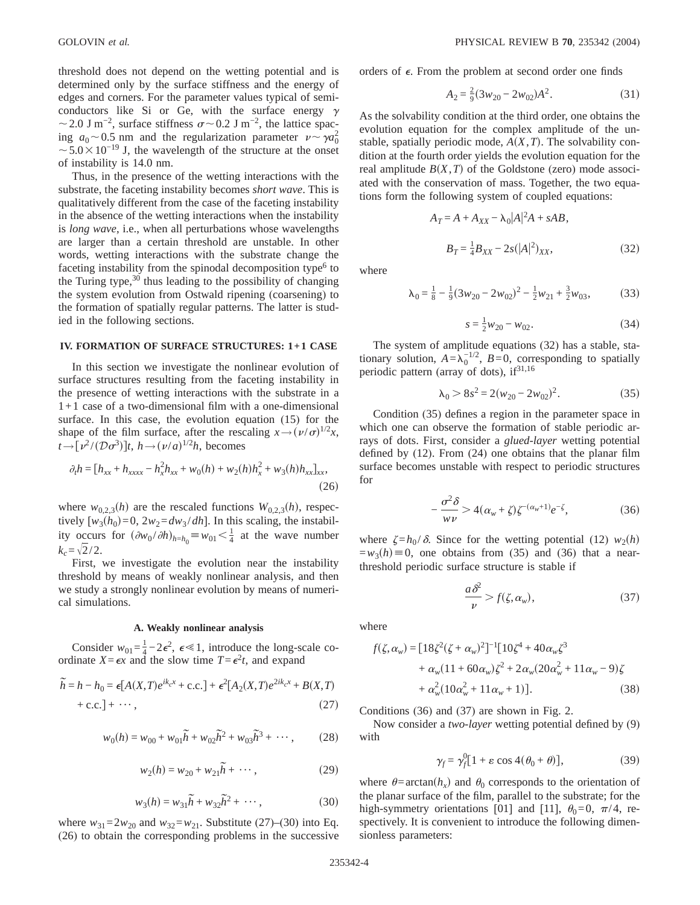threshold does not depend on the wetting potential and is determined only by the surface stiffness and the energy of edges and corners. For the parameter values typical of semiconductors like Si or Ge, with the surface energy $\gamma \sim 2.0\ \mathrm{J\,m^{-2}}$, surface stiffness $\sigma \sim 0.2\ \mathrm{J\,m^{-2}}$, the lattice spacing $a_0 \sim 0.5$ nm and the regularization parameter $\nu \sim \gamma a_0^2 \sim 5.0\times 10^{-19}$ J, the wavelength of the structure at the onset of instability is 14.0 nm.

Thus, in the presence of the wetting interactions with the substrate, the faceting instability becomes *short wave*. This is qualitatively different from the case of the faceting instability in the absence of the wetting interactions when the instability is *long wave*, i.e., when all perturbations whose wavelengths are larger than a certain threshold are unstable. In other words, wetting interactions with the substrate change the faceting instability from the spinodal decomposition type[6] to the Turing type,[30] thus leading to the possibility of changing the system evolution from Ostwald ripening (coarsening) to the formation of spatially regular patterns. The latter is studied in the following sections.

## IV. FORMATION OF SURFACE STRUCTURES: 1+1 CASE

In this section we investigate the nonlinear evolution of surface structures resulting from the faceting instability in the presence of wetting interactions with the substrate in a 1+1 case of a two-dimensional film with a one-dimensional surface. In this case, the evolution equation (15) for the shape of the film surface, after the rescaling $x \to (\nu/\sigma)^{1/2}x$, $t \to [\nu^2/(\mathcal{D}\sigma^3)]t$, $h \to (\nu/a)^{1/2}h$, becomes

$$\partial_t h = [h_{xx} + h_{xxxx} - h_x^2 h_{xx} + w_0(h) + w_2(h)h_x^2 + w_3(h)h_{xx}]_{xx}, \tag{26}$$

where $w_{0,2,3}(h)$ are the rescaled functions $W_{0,2,3}(h)$, respectively $[w_3(h_0)=0,\ 2w_2=dw_3/dh]$. In this scaling, the instability occurs for $(\partial w_0/\partial h)_{h=h_0} \equiv w_{01} < \frac{1}{4}$ at the wave number $k_c = \sqrt{2}/2$.

First, we investigate the evolution near the instability threshold by means of weakly nonlinear analysis, and then we study a strongly nonlinear evolution by means of numerical simulations.

### A. Weakly nonlinear analysis

Consider $w_{01} = \frac{1}{4} - 2\epsilon^2$, $\epsilon \ll 1$, introduce the long-scale coordinate $X = \epsilon x$ and the slow time $T = \epsilon^2 t$, and expand

$$\tilde{h} = h - h_0 = \epsilon[A(X,T)e^{ik_c x} + \text{c.c.}] + \epsilon^2[A_2(X,T)e^{2ik_c x} + B(X,T) + \text{c.c.}] + \cdots, \tag{27}$$

$$w_0(h) = w_{00} + w_{01}\tilde{h} + w_{02}\tilde{h}^2 + w_{03}\tilde{h}^3 + \cdots, \tag{28}$$

$$w_2(h) = w_{20} + w_{21}\tilde{h} + \cdots, \tag{29}$$

$$w_3(h) = w_{31}\tilde{h} + w_{32}\tilde{h}^2 + \cdots, \tag{30}$$

where $w_{31} = 2w_{20}$ and $w_{32} = w_{21}$. Substitute (27)–(30) into Eq. (26) to obtain the corresponding problems in the successive orders of $\epsilon$. From the problem at second order one finds

$$A_2 = \tfrac{2}{9}(3w_{20} - 2w_{02})A^2. \tag{31}$$

As the solvability condition at the third order, one obtains the evolution equation for the complex amplitude of the unstable, spatially periodic mode, $A(X,T)$. The solvability condition at the fourth order yields the evolution equation for the real amplitude $B(X,T)$ of the Goldstone (zero) mode associated with the conservation of mass. Together, the two equations form the following system of coupled equations:

$$A_T = A + A_{XX} - \lambda_0 |A|^2 A + sAB,$$

$$B_T = \tfrac{1}{4}B_{XX} - 2s(|A|^2)_{XX}, \tag{32}$$

where

$$\lambda_0 = \tfrac{1}{8} - \tfrac{1}{9}(3w_{20} - 2w_{02})^2 - \tfrac{1}{2}w_{21} + \tfrac{3}{2}w_{03}, \tag{33}$$

$$s = \tfrac{1}{2}w_{20} - w_{02}. \tag{34}$$

The system of amplitude equations (32) has a stable, stationary solution, $A = \lambda_0^{-1/2}$, $B=0$, corresponding to spatially periodic pattern (array of dots), if[31,16]

$$\lambda_0 > 8s^2 = 2(w_{20} - 2w_{02})^2. \tag{35}$$

Condition (35) defines a region in the parameter space in which one can observe the formation of stable periodic arrays of dots. First, consider a *glued-layer* wetting potential defined by (12). From (24) one obtains that the planar film surface becomes unstable with respect to periodic structures for

$$-\frac{\sigma^2 \delta}{w\nu} > 4(\alpha_w + \zeta)\zeta^{-(\alpha_w+1)}e^{-\zeta}, \tag{36}$$

where $\zeta = h_0/\delta$. Since for the wetting potential (12) $w_2(h) = w_3(h) \equiv 0$, one obtains from (35) and (36) that a near-threshold periodic surface structure is stable if

$$\frac{a\delta^2}{\nu} > f(\zeta, \alpha_w), \tag{37}$$

where

$$f(\zeta,\alpha_w) = [18\zeta^2(\zeta+\alpha_w)^2]^{-1}[10\zeta^4 + 40\alpha_w\zeta^3 + \alpha_w(11+60\alpha_w)\zeta^2 + 2\alpha_w(20\alpha_w^2 + 11\alpha_w - 9)\zeta + \alpha_w^2(10\alpha_w^2 + 11\alpha_w + 1)]. \tag{38}$$

Conditions (36) and (37) are shown in Fig. 2.

Now consider a *two-layer* wetting potential defined by (9) with

$$\gamma_f = \gamma_f^0[1 + \varepsilon\cos 4(\theta_0 + \theta)], \tag{39}$$

where $\theta = \arctan(h_x)$ and $\theta_0$ corresponds to the orientation of the planar surface of the film, parallel to the substrate; for the high-symmetry orientations [01] and [11], $\theta_0 = 0$, $\pi/4$, respectively. It is convenient to introduce the following dimensionless parameters: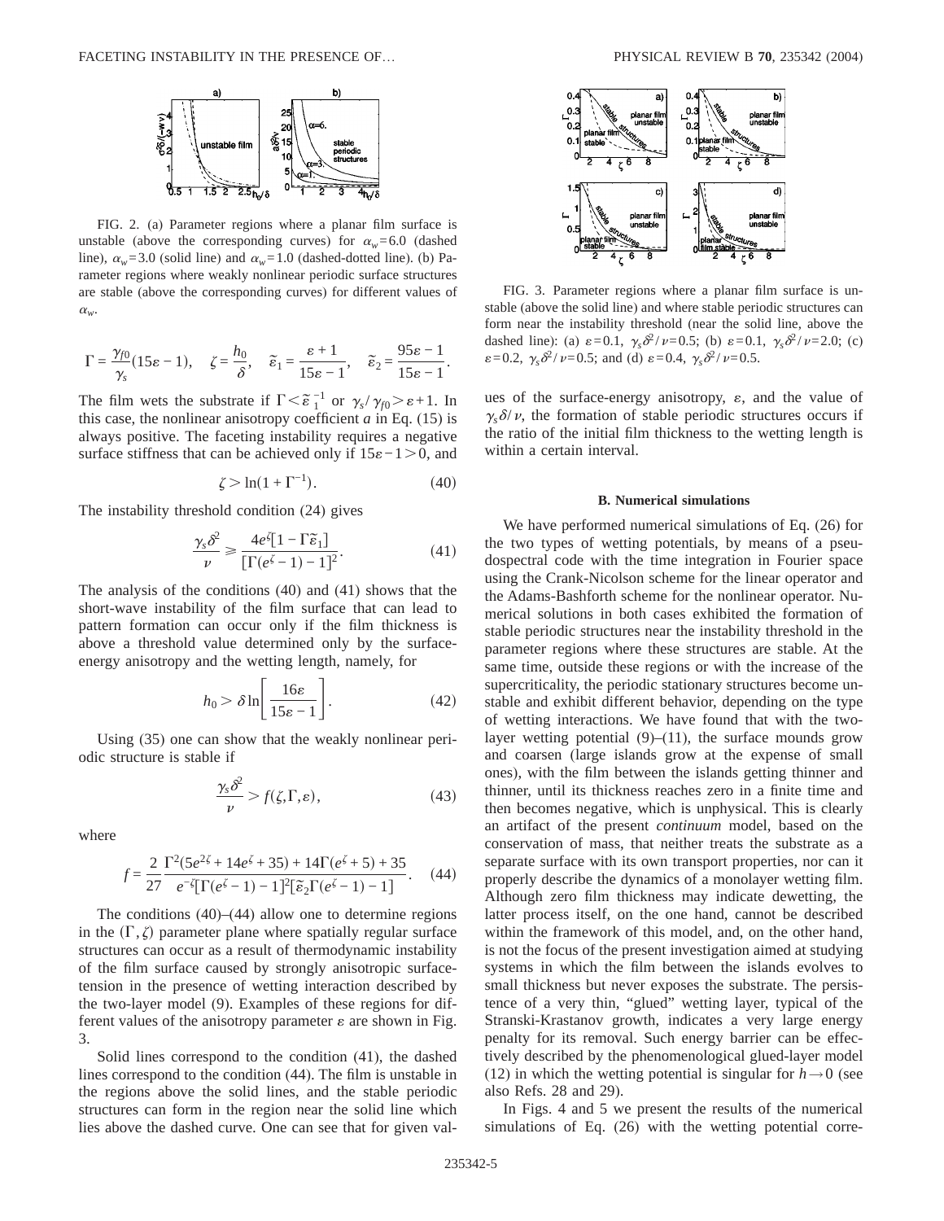FIG. 2. (a) Parameter regions where a planar film surface is unstable (above the corresponding curves) for $\alpha_w=6.0$ (dashed line), $\alpha_w=3.0$ (solid line) and $\alpha_w=1.0$ (dashed-dotted line). (b) Parameter regions where weakly nonlinear periodic surface structures are stable (above the corresponding curves) for different values of $\alpha_w$.

$$\Gamma = \frac{\gamma_{f0}}{\gamma_s}(15\varepsilon - 1), \quad \zeta = \frac{h_0}{\delta}, \quad \tilde{\varepsilon}_1 = \frac{\varepsilon + 1}{15\varepsilon - 1}, \quad \tilde{\varepsilon}_2 = \frac{95\varepsilon - 1}{15\varepsilon - 1}.$$

The film wets the substrate if $\Gamma < \tilde{\varepsilon}_1^{-1}$ or $\gamma_s/\gamma_{f0} > \varepsilon + 1$. In this case, the nonlinear anisotropy coefficient $a$ in Eq. (15) is always positive. The faceting instability requires a negative surface stiffness that can be achieved only if $15\varepsilon - 1 > 0$, and

$$\zeta > \ln(1 + \Gamma^{-1}). \tag{40}$$

The instability threshold condition (24) gives

$$\frac{\gamma_s \delta^2}{\nu} \geq \frac{4e^{\zeta}[1 - \Gamma\tilde{\varepsilon}_1]}{[\Gamma(e^{\zeta} - 1) - 1]^2}. \tag{41}$$

The analysis of the conditions (40) and (41) shows that the short-wave instability of the film surface that can lead to pattern formation can occur only if the film thickness is above a threshold value determined only by the surface-energy anisotropy and the wetting length, namely, for

$$h_0 > \delta \ln\left[\frac{16\varepsilon}{15\varepsilon - 1}\right]. \tag{42}$$

Using (35) one can show that the weakly nonlinear periodic structure is stable if

$$\frac{\gamma_s \delta^2}{\nu} > f(\zeta, \Gamma, \varepsilon), \tag{43}$$

where

$$f = \frac{2}{27} \frac{\Gamma^2(5e^{2\zeta} + 14e^{\zeta} + 35) + 14\Gamma(e^{\zeta} + 5) + 35}{e^{-\zeta}[\Gamma(e^{\zeta} - 1) - 1]^2[\tilde{\varepsilon}_2\Gamma(e^{\zeta} - 1) - 1]}. \tag{44}$$

The conditions (40)–(44) allow one to determine regions in the $(\Gamma, \zeta)$ parameter plane where spatially regular surface structures can occur as a result of thermodynamic instability of the film surface caused by strongly anisotropic surface-tension in the presence of wetting interaction described by the two-layer model (9). Examples of these regions for different values of the anisotropy parameter $\varepsilon$ are shown in Fig. 3.

Solid lines correspond to the condition (41), the dashed lines correspond to the condition (44). The film is unstable in the regions above the solid lines, and the stable periodic structures can form in the region near the solid line which lies above the dashed curve. One can see that for given values of the surface-energy anisotropy, $\varepsilon$, and the value of $\gamma_s\delta/\nu$, the formation of stable periodic structures occurs if the ratio of the initial film thickness to the wetting length is within a certain interval.

FIG. 3. Parameter regions where a planar film surface is unstable (above the solid line) and where stable periodic structures can form near the instability threshold (near the solid line, above the dashed line): (a) $\varepsilon=0.1$, $\gamma_s\delta^2/\nu=0.5$; (b) $\varepsilon=0.1$, $\gamma_s\delta^2/\nu=2.0$; (c) $\varepsilon=0.2$, $\gamma_s\delta^2/\nu=0.5$; and (d) $\varepsilon=0.4$, $\gamma_s\delta^2/\nu=0.5$.

### B. Numerical simulations

We have performed numerical simulations of Eq. (26) for the two types of wetting potentials, by means of a pseudospectral code with the time integration in Fourier space using the Crank-Nicolson scheme for the linear operator and the Adams-Bashforth scheme for the nonlinear operator. Numerical solutions in both cases exhibited the formation of stable periodic structures near the instability threshold in the parameter regions where these structures are stable. At the same time, outside these regions or with the increase of the supercriticality, the periodic stationary structures become unstable and exhibit different behavior, depending on the type of wetting interactions. We have found that with the two-layer wetting potential (9)–(11), the surface mounds grow and coarsen (large islands grow at the expense of small ones), with the film between the islands getting thinner and thinner, until its thickness reaches zero in a finite time and then becomes negative, which is unphysical. This is clearly an artifact of the present *continuum* model, based on the conservation of mass, that neither treats the substrate as a separate surface with its own transport properties, nor can it properly describe the dynamics of a monolayer wetting film. Although zero film thickness may indicate dewetting, the latter process itself, on the one hand, cannot be described within the framework of this model, and, on the other hand, is not the focus of the present investigation aimed at studying systems in which the film between the islands evolves to small thickness but never exposes the substrate. The persistence of a very thin, "glued" wetting layer, typical of the Stranski-Krastanov growth, indicates a very large energy penalty for its removal. Such energy barrier can be effectively described by the phenomenological glued-layer model (12) in which the wetting potential is singular for $h \to 0$ (see also Refs. 28 and 29).

In Figs. 4 and 5 we present the results of the numerical simulations of Eq. (26) with the wetting potential corre-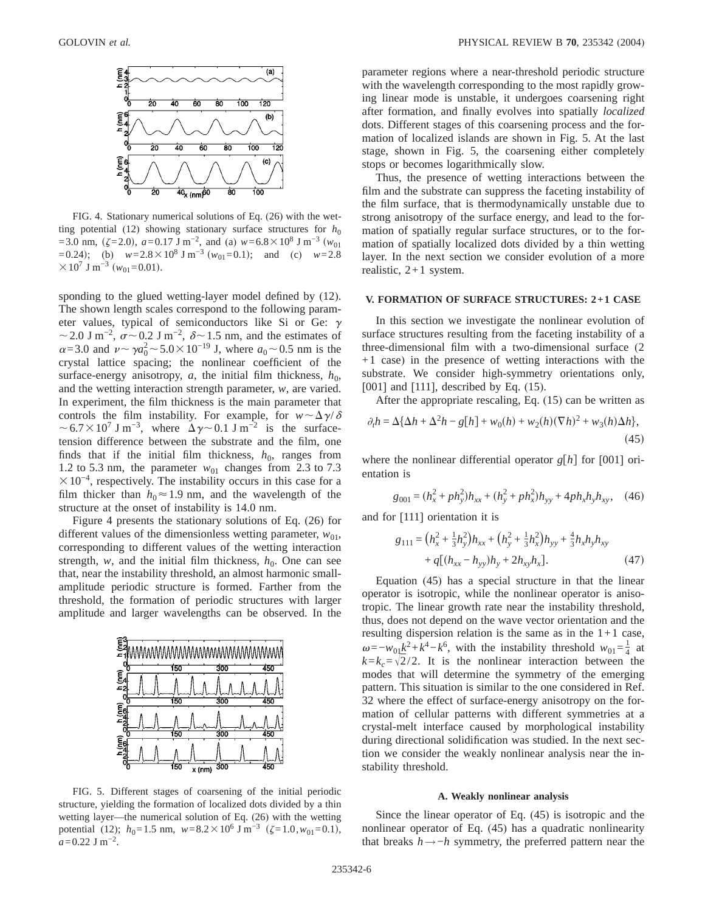FIG. 4. Stationary numerical solutions of Eq. (26) with the wetting potential (12) showing stationary surface structures for $h_0 = 3.0$ nm, ($\zeta = 2.0$), $a = 0.17$ J m$^{-2}$, and (a) $w = 6.8 \times 10^8$ J m$^{-3}$ ($w_{01} = 0.24$); (b) $w = 2.8 \times 10^8$ J m$^{-3}$ ($w_{01} = 0.1$); and (c) $w = 2.8 \times 10^7$ J m$^{-3}$ ($w_{01} = 0.01$).

sponding to the glued wetting-layer model defined by (12). The shown length scales correspond to the following parameter values, typical of semiconductors like Si or Ge: $\gamma \sim 2.0$ J m$^{-2}$, $\sigma \sim 0.2$ J m$^{-2}$, $\delta \sim 1.5$ nm, and the estimates of $\alpha = 3.0$ and $\nu \sim \gamma a_0^2 \sim 5.0 \times 10^{-19}$ J, where $a_0 \sim 0.5$ nm is the crystal lattice spacing; the nonlinear coefficient of the surface-energy anisotropy, $a$, the initial film thickness, $h_0$, and the wetting interaction strength parameter, $w$, are varied. In experiment, the film thickness is the main parameter that controls the film instability. For example, for $w \sim \Delta\gamma/\delta \sim 6.7 \times 10^7$ J m$^{-3}$, where $\Delta\gamma \sim 0.1$ J m$^{-2}$ is the surface-tension difference between the substrate and the film, one finds that if the initial film thickness, $h_0$, ranges from 1.2 to 5.3 nm, the parameter $w_{01}$ changes from 2.3 to 7.3 $\times 10^{-4}$, respectively. The instability occurs in this case for a film thicker than $h_0 \approx 1.9$ nm, and the wavelength of the structure at the onset of instability is 14.0 nm.

Figure 4 presents the stationary solutions of Eq. (26) for different values of the dimensionless wetting parameter, $w_{01}$, corresponding to different values of the wetting interaction strength, $w$, and the initial film thickness, $h_0$. One can see that, near the instability threshold, an almost harmonic small-amplitude periodic structure is formed. Farther from the threshold, the formation of periodic structures with larger amplitude and larger wavelengths can be observed. In the parameter regions where a near-threshold periodic structure with the wavelength corresponding to the most rapidly growing linear mode is unstable, it undergoes coarsening right after formation, and finally evolves into spatially *localized* dots. Different stages of this coarsening process and the formation of localized islands are shown in Fig. 5. At the last stage, shown in Fig. 5, the coarsening either completely stops or becomes logarithmically slow.

FIG. 5. Different stages of coarsening of the initial periodic structure, yielding the formation of localized dots divided by a thin wetting layer—the numerical solution of Eq. (26) with the wetting potential (12); $h_0 = 1.5$ nm, $w = 8.2 \times 10^6$ J m$^{-3}$ ($\zeta = 1.0, w_{01} = 0.1$), $a = 0.22$ J m$^{-2}$.

Thus, the presence of wetting interactions between the film and the substrate can suppress the faceting instability of the film surface, that is thermodynamically unstable due to strong anisotropy of the surface energy, and lead to the formation of spatially regular surface structures, or to the formation of spatially localized dots divided by a thin wetting layer. In the next section we consider evolution of a more realistic, 2+1 system.

## V. FORMATION OF SURFACE STRUCTURES: 2+1 CASE

In this section we investigate the nonlinear evolution of surface structures resulting from the faceting instability of a three-dimensional film with a two-dimensional surface (2+1 case) in the presence of wetting interactions with the substrate. We consider high-symmetry orientations only, [001] and [111], described by Eq. (15).

After the appropriate rescaling, Eq. (15) can be written as

$$\partial_t h = \Delta\{\Delta h + \Delta^2 h - g[h] + w_0(h) + w_2(h)(\nabla h)^2 + w_3(h)\Delta h\}, \tag{45}$$

where the nonlinear differential operator $g[h]$ for [001] orientation is

$$g_{001} = (h_x^2 + p h_y^2)h_{xx} + (h_y^2 + p h_x^2)h_{yy} + 4p h_x h_y h_{xy}, \tag{46}$$

and for [111] orientation it is

$$g_{111} = \left(h_x^2 + \tfrac{1}{3}h_y^2\right)h_{xx} + \left(h_y^2 + \tfrac{1}{3}h_x^2\right)h_{yy} + \tfrac{4}{3}h_x h_y h_{xy} + q[(h_{xx} - h_{yy})h_y + 2h_{xy}h_x]. \tag{47}$$

Equation (45) has a special structure in that the linear operator is isotropic, while the nonlinear operator is anisotropic. The linear growth rate near the instability threshold, thus, does not depend on the wave vector orientation and the resulting dispersion relation is the same as in the 1+1 case, $\omega = -w_{01}k^2 + k^4 - k^6$, with the instability threshold $w_{01} = \frac{1}{4}$ at $k = k_c = \sqrt{2}/2$. It is the nonlinear interaction between the modes that will determine the symmetry of the emerging pattern. This situation is similar to the one considered in Ref. 32 where the effect of surface-energy anisotropy on the formation of cellular patterns with different symmetries at a crystal-melt interface caused by morphological instability during directional solidification was studied. In the next section we consider the weakly nonlinear analysis near the instability threshold.

### A. Weakly nonlinear analysis

Since the linear operator of Eq. (45) is isotropic and the nonlinear operator of Eq. (45) has a quadratic nonlinearity that breaks $h \to -h$ symmetry, the preferred pattern near the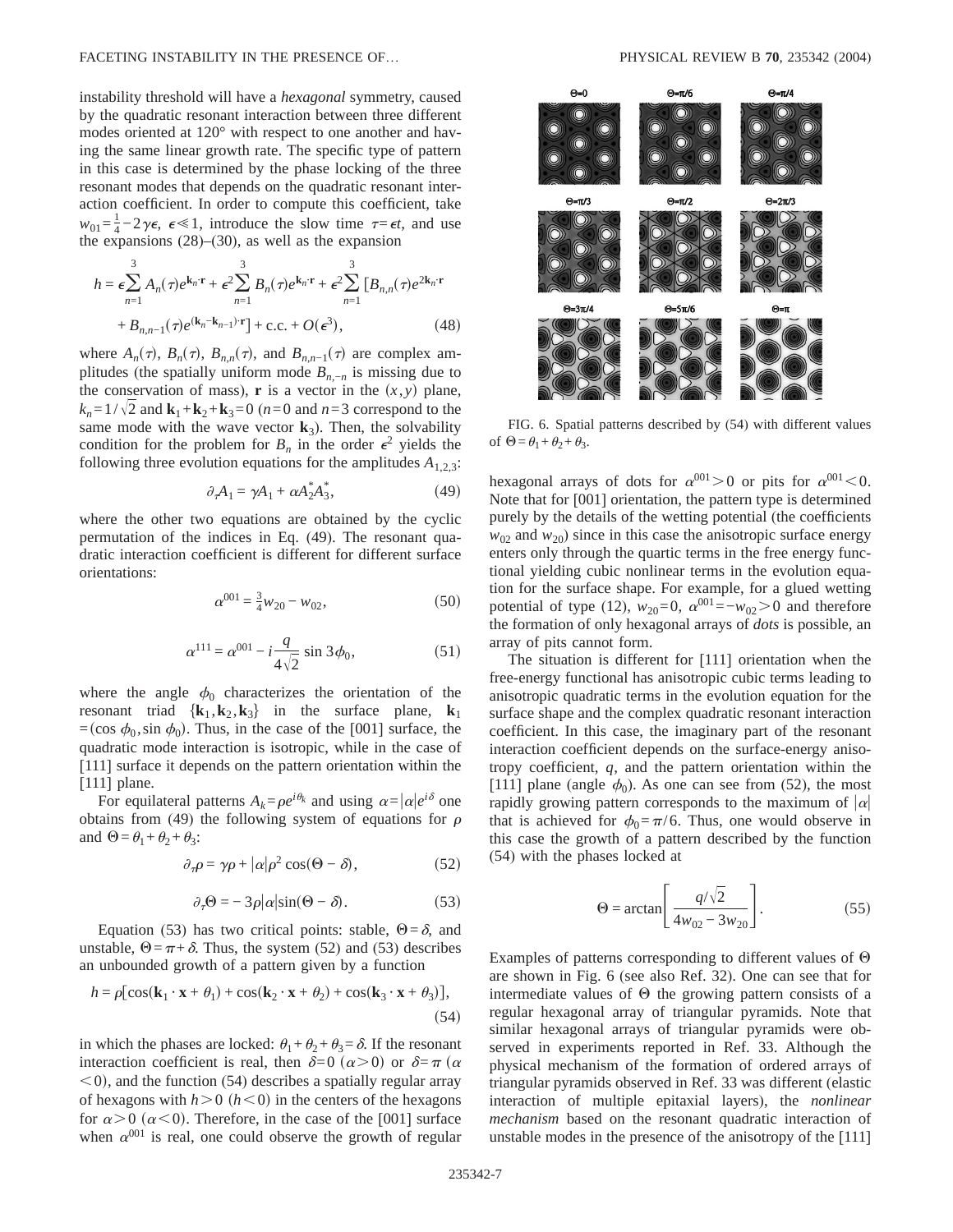instability threshold will have a *hexagonal* symmetry, caused by the quadratic resonant interaction between three different modes oriented at 120° with respect to one another and having the same linear growth rate. The specific type of pattern in this case is determined by the phase locking of the three resonant modes that depends on the quadratic resonant interaction coefficient. In order to compute this coefficient, take $w_{01}=\frac{1}{4}-2\gamma\epsilon$, $\epsilon \ll 1$, introduce the slow time $\tau=\epsilon t$, and use the expansions (28)–(30), as well as the expansion

$$h = \epsilon\sum_{n=1}^{3} A_n(\tau)e^{\mathbf{k}_n\cdot\mathbf{r}} + \epsilon^2\sum_{n=1}^{3} B_n(\tau)e^{\mathbf{k}_n\cdot\mathbf{r}} + \epsilon^2\sum_{n=1}^{3} [B_{n,n}(\tau)e^{2\mathbf{k}_n\cdot\mathbf{r}} + B_{n,n-1}(\tau)e^{(\mathbf{k}_n-\mathbf{k}_{n-1})\cdot\mathbf{r}}] + \text{c.c.} + O(\epsilon^3), \tag{48}$$

where $A_n(\tau)$, $B_n(\tau)$, $B_{n,n}(\tau)$, and $B_{n,n-1}(\tau)$ are complex amplitudes (the spatially uniform mode $B_{n,-n}$ is missing due to the conservation of mass), $\mathbf{r}$ is a vector in the $(x,y)$ plane, $k_n=1/\sqrt{2}$ and $\mathbf{k}_1+\mathbf{k}_2+\mathbf{k}_3=0$ ($n=0$ and $n=3$ correspond to the same mode with the wave vector $\mathbf{k}_3$). Then, the solvability condition for the problem for $B_n$ in the order $\epsilon^2$ yields the following three evolution equations for the amplitudes $A_{1,2,3}$:

$$\partial_\tau A_1 = \gamma A_1 + \alpha A_2^* A_3^*, \tag{49}$$

where the other two equations are obtained by the cyclic permutation of the indices in Eq. (49). The resonant quadratic interaction coefficient is different for different surface orientations:

$$\alpha^{001} = \tfrac{3}{4}w_{20} - w_{02}, \tag{50}$$

$$\alpha^{111} = \alpha^{001} - i\frac{q}{4\sqrt{2}}\sin 3\phi_0, \tag{51}$$

where the angle $\phi_0$ characterizes the orientation of the resonant triad $\{\mathbf{k}_1,\mathbf{k}_2,\mathbf{k}_3\}$ in the surface plane, $\mathbf{k}_1=(\cos\phi_0,\sin\phi_0)$. Thus, in the case of the [001] surface, the quadratic mode interaction is isotropic, while in the case of [111] surface it depends on the pattern orientation within the [111] plane.

For equilateral patterns $A_k=\rho e^{i\theta_k}$ and using $\alpha=|\alpha|e^{i\delta}$ one obtains from (49) the following system of equations for $\rho$ and $\Theta=\theta_1+\theta_2+\theta_3$:

$$\partial_\tau \rho = \gamma\rho + |\alpha|\rho^2\cos(\Theta-\delta), \tag{52}$$

$$\partial_\tau \Theta = -3\rho|\alpha|\sin(\Theta-\delta). \tag{53}$$

Equation (53) has two critical points: stable, $\Theta=\delta$, and unstable, $\Theta=\pi+\delta$. Thus, the system (52) and (53) describes an unbounded growth of a pattern given by a function

$$h = \rho[\cos(\mathbf{k}_1\cdot\mathbf{x}+\theta_1) + \cos(\mathbf{k}_2\cdot\mathbf{x}+\theta_2) + \cos(\mathbf{k}_3\cdot\mathbf{x}+\theta_3)], \tag{54}$$

in which the phases are locked: $\theta_1+\theta_2+\theta_3=\delta$. If the resonant interaction coefficient is real, then $\delta=0$ ($\alpha>0$) or $\delta=\pi$ ($\alpha<0$), and the function (54) describes a spatially regular array of hexagons with $h>0$ ($h<0$) in the centers of the hexagons for $\alpha>0$ ($\alpha<0$). Therefore, in the case of the [001] surface when $\alpha^{001}$ is real, one could observe the growth of regular hexagonal arrays of dots for $\alpha^{001}>0$ or pits for $\alpha^{001}<0$. Note that for [001] orientation, the pattern type is determined purely by the details of the wetting potential (the coefficients $w_{02}$ and $w_{20}$) since in this case the anisotropic surface energy enters only through the quartic terms in the free energy functional yielding cubic nonlinear terms in the evolution equation for the surface shape. For example, for a glued wetting potential of type (12), $w_{20}=0$, $\alpha^{001}=-w_{02}>0$ and therefore the formation of only hexagonal arrays of *dots* is possible, an array of pits cannot form.

FIG. 6. Spatial patterns described by (54) with different values of $\Theta=\theta_1+\theta_2+\theta_3$.

The situation is different for [111] orientation when the free-energy functional has anisotropic cubic terms leading to anisotropic quadratic terms in the evolution equation for the surface shape and the complex quadratic resonant interaction coefficient. In this case, the imaginary part of the resonant interaction coefficient depends on the surface-energy anisotropy coefficient, $q$, and the pattern orientation within the [111] plane (angle $\phi_0$). As one can see from (52), the most rapidly growing pattern corresponds to the maximum of $|\alpha|$ that is achieved for $\phi_0=\pi/6$. Thus, one would observe in this case the growth of a pattern described by the function (54) with the phases locked at

$$\Theta = \arctan\left[\frac{q/\sqrt{2}}{4w_{02}-3w_{20}}\right]. \tag{55}$$

Examples of patterns corresponding to different values of $\Theta$ are shown in Fig. 6 (see also Ref. 32). One can see that for intermediate values of $\Theta$ the growing pattern consists of a regular hexagonal array of triangular pyramids. Note that similar hexagonal arrays of triangular pyramids were observed in experiments reported in Ref. 33. Although the physical mechanism of the formation of ordered arrays of triangular pyramids observed in Ref. 33 was different (elastic interaction of multiple epitaxial layers), the *nonlinear mechanism* based on the resonant quadratic interaction of unstable modes in the presence of the anisotropy of the [111]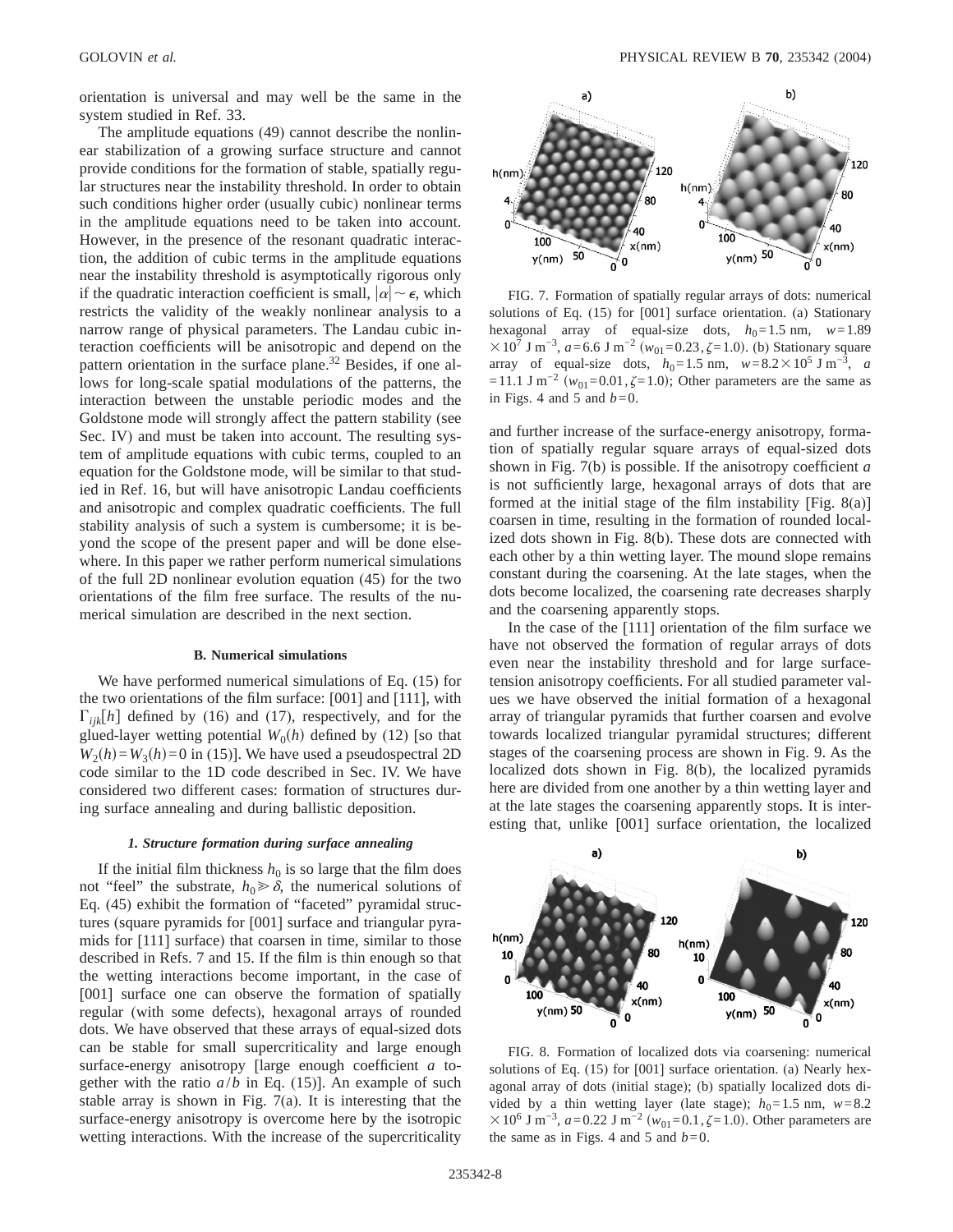orientation is universal and may well be the same in the system studied in Ref. 33.

The amplitude equations (49) cannot describe the nonlinear stabilization of a growing surface structure and cannot provide conditions for the formation of stable, spatially regular structures near the instability threshold. In order to obtain such conditions higher order (usually cubic) nonlinear terms in the amplitude equations need to be taken into account. However, in the presence of the resonant quadratic interaction, the addition of cubic terms in the amplitude equations near the instability threshold is asymptotically rigorous only if the quadratic interaction coefficient is small, $|\alpha| \sim \epsilon$, which restricts the validity of the weakly nonlinear analysis to a narrow range of physical parameters. The Landau cubic interaction coefficients will be anisotropic and depend on the pattern orientation in the surface plane.[32] Besides, if one allows for long-scale spatial modulations of the patterns, the interaction between the unstable periodic modes and the Goldstone mode will strongly affect the pattern stability (see Sec. IV) and must be taken into account. The resulting system of amplitude equations with cubic terms, coupled to an equation for the Goldstone mode, will be similar to that studied in Ref. 16, but will have anisotropic Landau coefficients and anisotropic and complex quadratic coefficients. The full stability analysis of such a system is cumbersome; it is beyond the scope of the present paper and will be done elsewhere. In this paper we rather perform numerical simulations of the full 2D nonlinear evolution equation (45) for the two orientations of the film free surface. The results of the numerical simulation are described in the next section.

### B. Numerical simulations

We have performed numerical simulations of Eq. (15) for the two orientations of the film surface: [001] and [111], with $\Gamma_{ijk}[h]$ defined by (16) and (17), respectively, and for the glued-layer wetting potential $W_0(h)$ defined by (12) [so that $W_2(h)=W_3(h)=0$ in (15)]. We have used a pseudospectral 2D code similar to the 1D code described in Sec. IV. We have considered two different cases: formation of structures during surface annealing and during ballistic deposition.

#### *1. Structure formation during surface annealing*

If the initial film thickness $h_0$ is so large that the film does not "feel" the substrate, $h_0 \gg \delta$, the numerical solutions of Eq. (45) exhibit the formation of "faceted" pyramidal structures (square pyramids for [001] surface and triangular pyramids for [111] surface) that coarsen in time, similar to those described in Refs. 7 and 15. If the film is thin enough so that the wetting interactions become important, in the case of [001] surface one can observe the formation of spatially regular (with some defects), hexagonal arrays of rounded dots. We have observed that these arrays of equal-sized dots can be stable for small supercriticality and large enough surface-energy anisotropy [large enough coefficient $a$ together with the ratio $a/b$ in Eq. (15)]. An example of such stable array is shown in Fig. 7(a). It is interesting that the surface-energy anisotropy is overcome here by the isotropic wetting interactions. With the increase of the supercriticality and further increase of the surface-energy anisotropy, formation of spatially regular square arrays of equal-sized dots shown in Fig. 7(b) is possible. If the anisotropy coefficient $a$ is not sufficiently large, hexagonal arrays of dots that are formed at the initial stage of the film instability [Fig. 8(a)] coarsen in time, resulting in the formation of rounded localized dots shown in Fig. 8(b). These dots are connected with each other by a thin wetting layer. The mound slope remains constant during the coarsening. At the late stages, when the dots become localized, the coarsening rate decreases sharply and the coarsening apparently stops.

FIG. 7. Formation of spatially regular arrays of dots: numerical solutions of Eq. (15) for [001] surface orientation. (a) Stationary hexagonal array of equal-size dots, $h_0=1.5$ nm, $w=1.89 \times 10^7$ J m$^{-3}$, $a=6.6$ J m$^{-2}$ ($w_{01}=0.23, \zeta=1.0$). (b) Stationary square array of equal-size dots, $h_0=1.5$ nm, $w=8.2\times 10^5$ J m$^{-3}$, $a=11.1$ J m$^{-2}$ ($w_{01}=0.01, \zeta=1.0$); Other parameters are the same as in Figs. 4 and 5 and $b=0$.

In the case of the [111] orientation of the film surface we have not observed the formation of regular arrays of dots even near the instability threshold and for large surface-tension anisotropy coefficients. For all studied parameter values we have observed the initial formation of a hexagonal array of triangular pyramids that further coarsen and evolve towards localized triangular pyramidal structures; different stages of the coarsening process are shown in Fig. 9. As the localized dots shown in Fig. 8(b), the localized pyramids here are divided from one another by a thin wetting layer and at the late stages the coarsening apparently stops. It is interesting that, unlike [001] surface orientation, the localized

FIG. 8. Formation of localized dots via coarsening: numerical solutions of Eq. (15) for [001] surface orientation. (a) Nearly hexagonal array of dots (initial stage); (b) spatially localized dots divided by a thin wetting layer (late stage); $h_0=1.5$ nm, $w=8.2 \times 10^6$ J m$^{-3}$, $a=0.22$ J m$^{-2}$ ($w_{01}=0.1, \zeta=1.0$). Other parameters are the same as in Figs. 4 and 5 and $b=0$.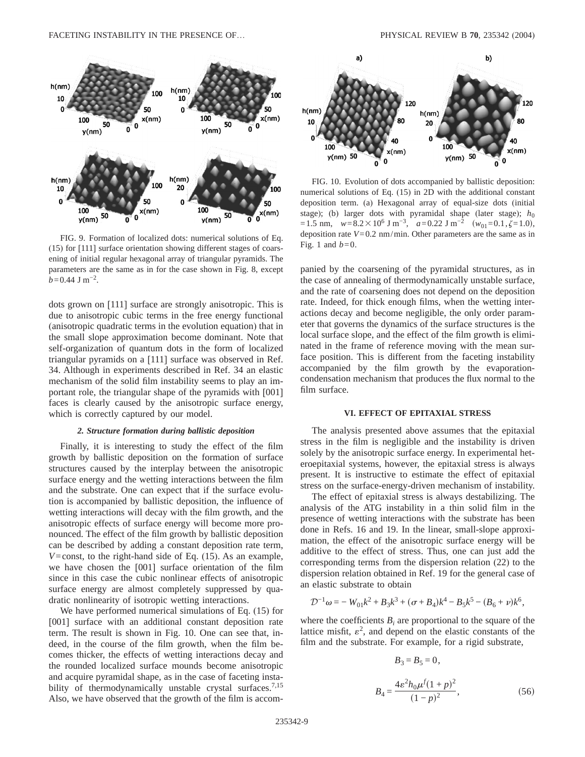FIG. 9. Formation of localized dots: numerical solutions of Eq. (15) for [111] surface orientation showing different stages of coarsening of initial regular hexagonal array of triangular pyramids. The parameters are the same as in for the case shown in Fig. 8, except $b=0.44$ J m$^{-2}$.

FIG. 10. Evolution of dots accompanied by ballistic deposition: numerical solutions of Eq. (15) in 2D with the additional constant deposition term. (a) Hexagonal array of equal-size dots (initial stage); (b) larger dots with pyramidal shape (later stage); $h_0=1.5$ nm, $w=8.2\times10^6$ J m$^{-3}$, $a=0.22$ J m$^{-2}$ ($w_{01}=0.1, \zeta=1.0$), deposition rate $V=0.2$ nm/min. Other parameters are the same as in Fig. 1 and $b=0$.

dots grown on [111] surface are strongly anisotropic. This is due to anisotropic cubic terms in the free energy functional (anisotropic quadratic terms in the evolution equation) that in the small slope approximation become dominant. Note that self-organization of quantum dots in the form of localized triangular pyramids on a [111] surface was observed in Ref. 34. Although in experiments described in Ref. 34 an elastic mechanism of the solid film instability seems to play an important role, the triangular shape of the pyramids with [001] faces is clearly caused by the anisotropic surface energy, which is correctly captured by our model.

### *2. Structure formation during ballistic deposition*

Finally, it is interesting to study the effect of the film growth by ballistic deposition on the formation of surface structures caused by the interplay between the anisotropic surface energy and the wetting interactions between the film and the substrate. One can expect that if the surface evolution is accompanied by ballistic deposition, the influence of wetting interactions will decay with the film growth, and the anisotropic effects of surface energy will become more pronounced. The effect of the film growth by ballistic deposition can be described by adding a constant deposition rate term, $V=$const, to the right-hand side of Eq. (15). As an example, we have chosen the [001] surface orientation of the film since in this case the cubic nonlinear effects of anisotropic surface energy are almost completely suppressed by quadratic nonlinearity of isotropic wetting interactions.

We have performed numerical simulations of Eq. (15) for [001] surface with an additional constant deposition rate term. The result is shown in Fig. 10. One can see that, indeed, in the course of the film growth, when the film becomes thicker, the effects of wetting interactions decay and the rounded localized surface mounds become anisotropic and acquire pyramidal shape, as in the case of faceting instability of thermodynamically unstable crystal surfaces.[7,15] Also, we have observed that the growth of the film is accompanied by the coarsening of the pyramidal structures, as in the case of annealing of thermodynamically unstable surface, and the rate of coarsening does not depend on the deposition rate. Indeed, for thick enough films, when the wetting interactions decay and become negligible, the only order parameter that governs the dynamics of the surface structures is the local surface slope, and the effect of the film growth is eliminated in the frame of reference moving with the mean surface position. This is different from the faceting instability accompanied by the film growth by the evaporation-condensation mechanism that produces the flux normal to the film surface.

## VI. EFFECT OF EPITAXIAL STRESS

The analysis presented above assumes that the epitaxial stress in the film is negligible and the instability is driven solely by the anisotropic surface energy. In experimental heteroepitaxial systems, however, the epitaxial stress is always present. It is instructive to estimate the effect of epitaxial stress on the surface-energy-driven mechanism of instability.

The effect of epitaxial stress is always destabilizing. The analysis of the ATG instability in a thin solid film in the presence of wetting interactions with the substrate has been done in Refs. 16 and 19. In the linear, small-slope approximation, the effect of the anisotropic surface energy will be additive to the effect of stress. Thus, one can just add the corresponding terms from the dispersion relation (22) to the dispersion relation obtained in Ref. 19 for the general case of an elastic substrate to obtain

$$\mathcal{D}^{-1}\omega = -W_{01}k^2 + B_3k^3 + (\sigma + B_4)k^4 - B_5k^5 - (B_6+\nu)k^6,$$

where the coefficients $B_i$ are proportional to the square of the lattice misfit, $\varepsilon^2$, and depend on the elastic constants of the film and the substrate. For example, for a rigid substrate,

$$B_3 = B_5 = 0,$$

$$B_4 = \frac{4\varepsilon^2 h_0 \mu^f (1+p)^2}{(1-p)^2}, \tag{56}$$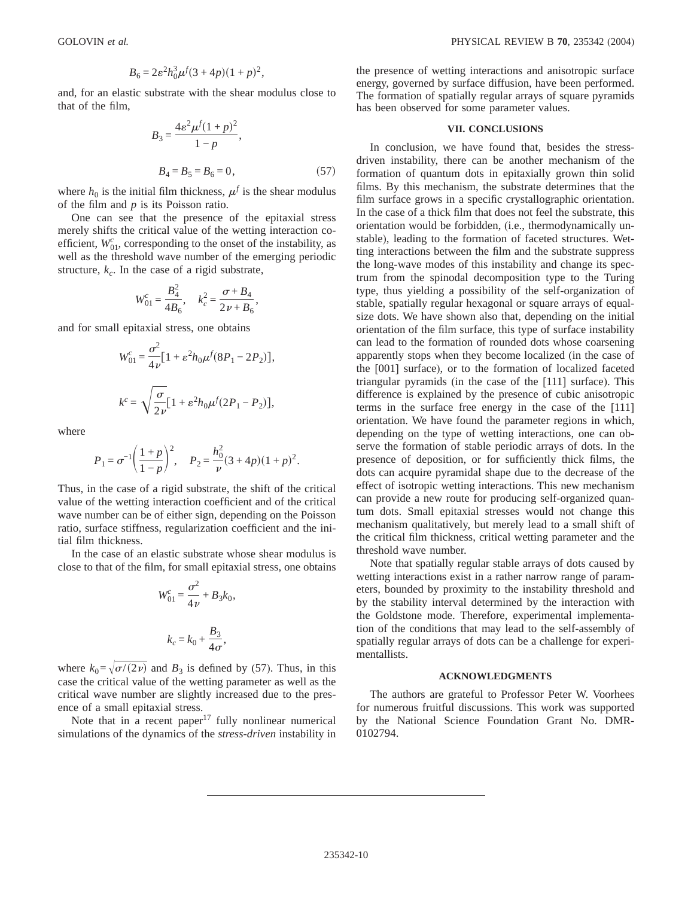$$B_6 = 2\varepsilon^2 h_0^3 \mu^f (3+4p)(1+p)^2,$$

and, for an elastic substrate with the shear modulus close to that of the film,

$$B_3 = \frac{4\varepsilon^2 \mu^f (1+p)^2}{1-p},$$

$$B_4 = B_5 = B_6 = 0, \qquad (57)$$

where $h_0$ is the initial film thickness, $\mu^f$ is the shear modulus of the film and $p$ is its Poisson ratio.

One can see that the presence of the epitaxial stress merely shifts the critical value of the wetting interaction coefficient, $W_{01}^c$, corresponding to the onset of the instability, as well as the threshold wave number of the emerging periodic structure, $k_c$. In the case of a rigid substrate,

$$W_{01}^c = \frac{B_4^2}{4B_6}, \quad k_c^2 = \frac{\sigma + B_4}{2\nu + B_6},$$

and for small epitaxial stress, one obtains

$$W_{01}^c = \frac{\sigma^2}{4\nu}[1 + \varepsilon^2 h_0 \mu^f (8P_1 - 2P_2)],$$

$$k^c = \sqrt{\frac{\sigma}{2\nu}}[1 + \varepsilon^2 h_0 \mu^f (2P_1 - P_2)],$$

where

$$P_1 = \sigma^{-1}\left(\frac{1+p}{1-p}\right)^2, \quad P_2 = \frac{h_0^2}{\nu}(3+4p)(1+p)^2.$$

Thus, in the case of a rigid substrate, the shift of the critical value of the wetting interaction coefficient and of the critical wave number can be of either sign, depending on the Poisson ratio, surface stiffness, regularization coefficient and the initial film thickness.

In the case of an elastic substrate whose shear modulus is close to that of the film, for small epitaxial stress, one obtains

$$W_{01}^c = \frac{\sigma^2}{4\nu} + B_3 k_0,$$

$$k_c = k_0 + \frac{B_3}{4\sigma},$$

where $k_0 = \sqrt{\sigma/(2\nu)}$ and $B_3$ is defined by (57). Thus, in this case the critical value of the wetting parameter as well as the critical wave number are slightly increased due to the presence of a small epitaxial stress.

Note that in a recent paper[17] fully nonlinear numerical simulations of the dynamics of the *stress-driven* instability in the presence of wetting interactions and anisotropic surface energy, governed by surface diffusion, have been performed. The formation of spatially regular arrays of square pyramids has been observed for some parameter values.

## VII. CONCLUSIONS

In conclusion, we have found that, besides the stress-driven instability, there can be another mechanism of the formation of quantum dots in epitaxially grown thin solid films. By this mechanism, the substrate determines that the film surface grows in a specific crystallographic orientation. In the case of a thick film that does not feel the substrate, this orientation would be forbidden, (i.e., thermodynamically unstable), leading to the formation of faceted structures. Wetting interactions between the film and the substrate suppress the long-wave modes of this instability and change its spectrum from the spinodal decomposition type to the Turing type, thus yielding a possibility of the self-organization of stable, spatially regular hexagonal or square arrays of equal-size dots. We have shown also that, depending on the initial orientation of the film surface, this type of surface instability can lead to the formation of rounded dots whose coarsening apparently stops when they become localized (in the case of the [001] surface), or to the formation of localized faceted triangular pyramids (in the case of the [111] surface). This difference is explained by the presence of cubic anisotropic terms in the surface free energy in the case of the [111] orientation. We have found the parameter regions in which, depending on the type of wetting interactions, one can observe the formation of stable periodic arrays of dots. In the presence of deposition, or for sufficiently thick films, the dots can acquire pyramidal shape due to the decrease of the effect of isotropic wetting interactions. This new mechanism can provide a new route for producing self-organized quantum dots. Small epitaxial stresses would not change this mechanism qualitatively, but merely lead to a small shift of the critical film thickness, critical wetting parameter and the threshold wave number.

Note that spatially regular stable arrays of dots caused by wetting interactions exist in a rather narrow range of parameters, bounded by proximity to the instability threshold and by the stability interval determined by the interaction with the Goldstone mode. Therefore, experimental implementation of the conditions that may lead to the self-assembly of spatially regular arrays of dots can be a challenge for experimentallists.

## ACKNOWLEDGMENTS

The authors are grateful to Professor Peter W. Voorhees for numerous fruitful discussions. This work was supported by the National Science Foundation Grant No. DMR-0102794.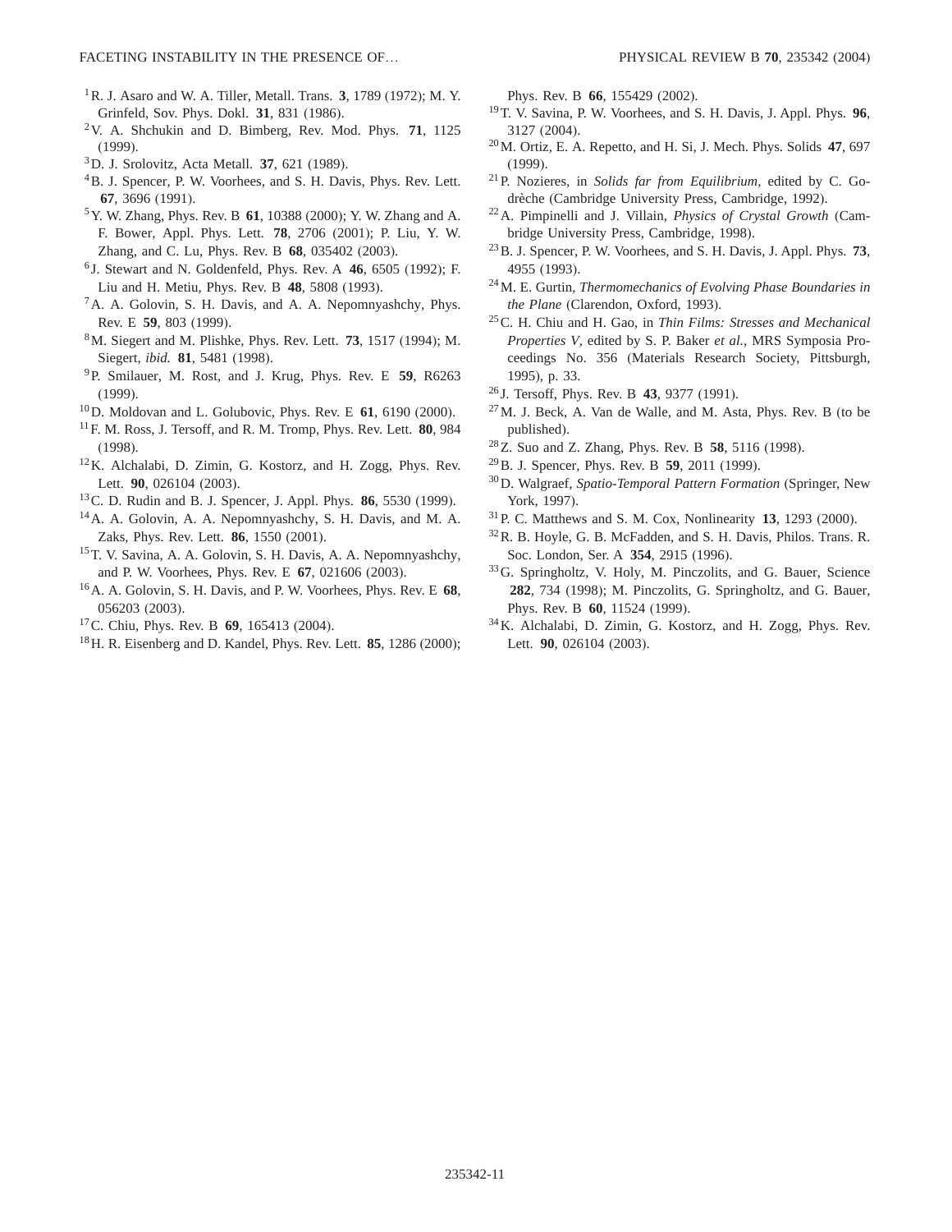[1] R. J. Asaro and W. A. Tiller, Metall. Trans. **3**, 1789 (1972); M. Y. Grinfeld, Sov. Phys. Dokl. **31**, 831 (1986).

[2] V. A. Shchukin and D. Bimberg, Rev. Mod. Phys. **71**, 1125 (1999).

[3] D. J. Srolovitz, Acta Metall. **37**, 621 (1989).

[4] B. J. Spencer, P. W. Voorhees, and S. H. Davis, Phys. Rev. Lett. **67**, 3696 (1991).

[5] Y. W. Zhang, Phys. Rev. B **61**, 10388 (2000); Y. W. Zhang and A. F. Bower, Appl. Phys. Lett. **78**, 2706 (2001); P. Liu, Y. W. Zhang, and C. Lu, Phys. Rev. B **68**, 035402 (2003).

[6] J. Stewart and N. Goldenfeld, Phys. Rev. A **46**, 6505 (1992); F. Liu and H. Metiu, Phys. Rev. B **48**, 5808 (1993).

[7] A. A. Golovin, S. H. Davis, and A. A. Nepomnyashchy, Phys. Rev. E **59**, 803 (1999).

[8] M. Siegert and M. Plishke, Phys. Rev. Lett. **73**, 1517 (1994); M. Siegert, *ibid.* **81**, 5481 (1998).

[9] P. Smilauer, M. Rost, and J. Krug, Phys. Rev. E **59**, R6263 (1999).

[10] D. Moldovan and L. Golubovic, Phys. Rev. E **61**, 6190 (2000).

[11] F. M. Ross, J. Tersoff, and R. M. Tromp, Phys. Rev. Lett. **80**, 984 (1998).

[12] K. Alchalabi, D. Zimin, G. Kostorz, and H. Zogg, Phys. Rev. Lett. **90**, 026104 (2003).

[13] C. D. Rudin and B. J. Spencer, J. Appl. Phys. **86**, 5530 (1999).

[14] A. A. Golovin, A. A. Nepomnyashchy, S. H. Davis, and M. A. Zaks, Phys. Rev. Lett. **86**, 1550 (2001).

[15] T. V. Savina, A. A. Golovin, S. H. Davis, A. A. Nepomnyashchy, and P. W. Voorhees, Phys. Rev. E **67**, 021606 (2003).

[16] A. A. Golovin, S. H. Davis, and P. W. Voorhees, Phys. Rev. E **68**, 056203 (2003).

[17] C. Chiu, Phys. Rev. B **69**, 165413 (2004).

[18] H. R. Eisenberg and D. Kandel, Phys. Rev. Lett. **85**, 1286 (2000); Phys. Rev. B **66**, 155429 (2002).

[19] T. V. Savina, P. W. Voorhees, and S. H. Davis, J. Appl. Phys. **96**, 3127 (2004).

[20] M. Ortiz, E. A. Repetto, and H. Si, J. Mech. Phys. Solids **47**, 697 (1999).

[21] P. Nozieres, in *Solids far from Equilibrium*, edited by C. Godrèche (Cambridge University Press, Cambridge, 1992).

[22] A. Pimpinelli and J. Villain, *Physics of Crystal Growth* (Cambridge University Press, Cambridge, 1998).

[23] B. J. Spencer, P. W. Voorhees, and S. H. Davis, J. Appl. Phys. **73**, 4955 (1993).

[24] M. E. Gurtin, *Thermomechanics of Evolving Phase Boundaries in the Plane* (Clarendon, Oxford, 1993).

[25] C. H. Chiu and H. Gao, in *Thin Films: Stresses and Mechanical Properties V*, edited by S. P. Baker *et al.*, MRS Symposia Proceedings No. 356 (Materials Research Society, Pittsburgh, 1995), p. 33.

[26] J. Tersoff, Phys. Rev. B **43**, 9377 (1991).

[27] M. J. Beck, A. Van de Walle, and M. Asta, Phys. Rev. B (to be published).

[28] Z. Suo and Z. Zhang, Phys. Rev. B **58**, 5116 (1998).

[29] B. J. Spencer, Phys. Rev. B **59**, 2011 (1999).

[30] D. Walgraef, *Spatio-Temporal Pattern Formation* (Springer, New York, 1997).

[31] P. C. Matthews and S. M. Cox, Nonlinearity **13**, 1293 (2000).

[32] R. B. Hoyle, G. B. McFadden, and S. H. Davis, Philos. Trans. R. Soc. London, Ser. A **354**, 2915 (1996).

[33] G. Springholtz, V. Holy, M. Pinczolits, and G. Bauer, Science **282**, 734 (1998); M. Pinczolits, G. Springholtz, and G. Bauer, Phys. Rev. B **60**, 11524 (1999).

[34] K. Alchalabi, D. Zimin, G. Kostorz, and H. Zogg, Phys. Rev. Lett. **90**, 026104 (2003).